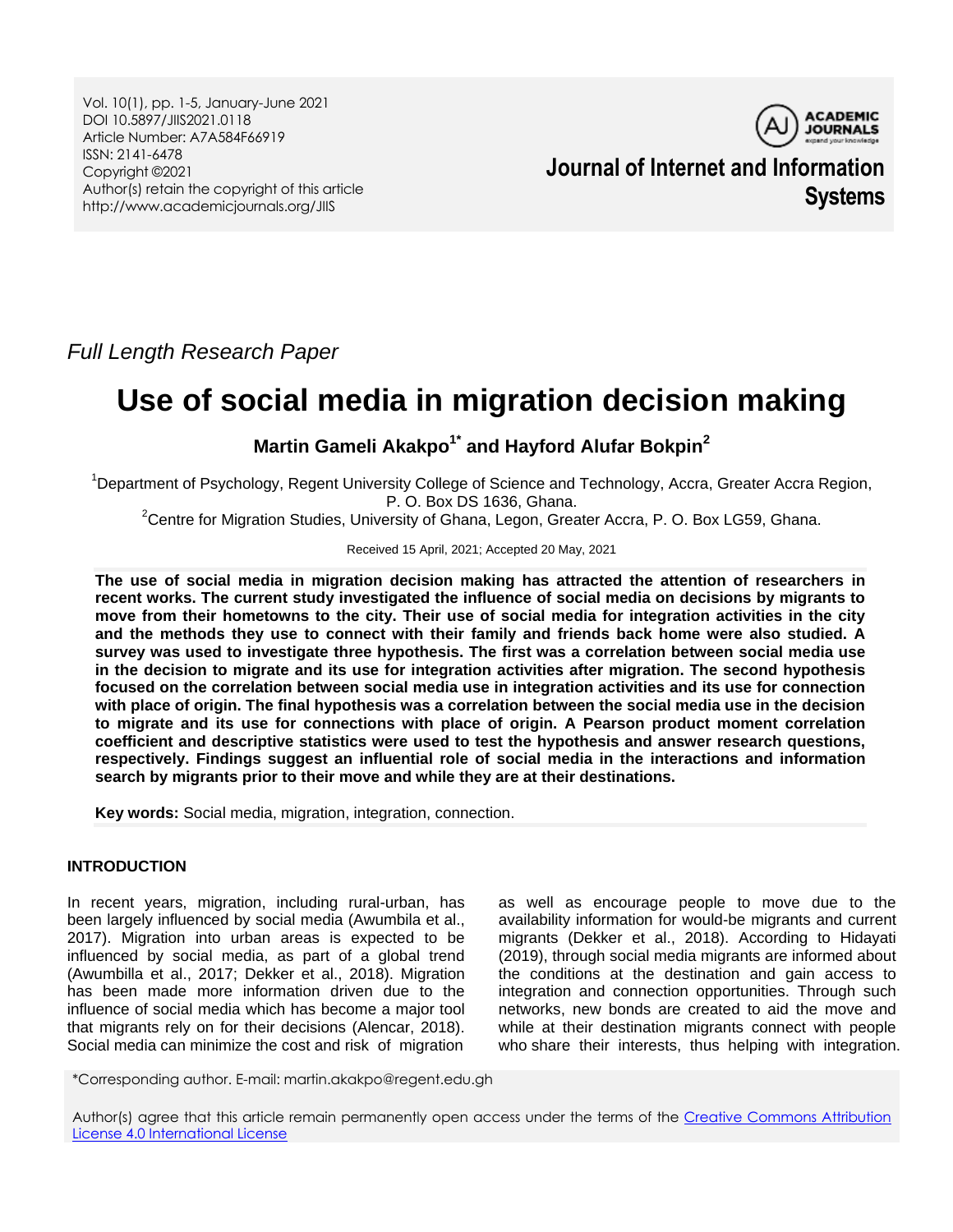Vol. 10(1), pp. 1-5, January-June 2021
DOI 10.5897/JIIS2021.0118
Article Number: A7A584F66919
ISSN: 2141-6478
Copyright ©2021
Author(s) retain the copyright of this article
http://www.academicjournals.org/JIIS

**Journal of Internet and Information Systems**

*Full Length Research Paper*

# Use of social media in migration decision making

**Martin Gameli Akakpo[1*] and Hayford Alufar Bokpin[2]**

[1]Department of Psychology, Regent University College of Science and Technology, Accra, Greater Accra Region, P. O. Box DS 1636, Ghana.

[2]Centre for Migration Studies, University of Ghana, Legon, Greater Accra, P. O. Box LG59, Ghana.

Received 15 April, 2021; Accepted 20 May, 2021

**The use of social media in migration decision making has attracted the attention of researchers in recent works. The current study investigated the influence of social media on decisions by migrants to move from their hometowns to the city. Their use of social media for integration activities in the city and the methods they use to connect with their family and friends back home were also studied. A survey was used to investigate three hypothesis. The first was a correlation between social media use in the decision to migrate and its use for integration activities after migration. The second hypothesis focused on the correlation between social media use in integration activities and its use for connection with place of origin. The final hypothesis was a correlation between the social media use in the decision to migrate and its use for connections with place of origin. A Pearson product moment correlation coefficient and descriptive statistics were used to test the hypothesis and answer research questions, respectively. Findings suggest an influential role of social media in the interactions and information search by migrants prior to their move and while they are at their destinations.**

**Key words:** Social media, migration, integration, connection.

## INTRODUCTION

In recent years, migration, including rural-urban, has been largely influenced by social media (Awumbila et al., 2017). Migration into urban areas is expected to be influenced by social media, as part of a global trend (Awumbilla et al., 2017; Dekker et al., 2018). Migration has been made more information driven due to the influence of social media which has become a major tool that migrants rely on for their decisions (Alencar, 2018). Social media can minimize the cost and risk of migration as well as encourage people to move due to the availability information for would-be migrants and current migrants (Dekker et al., 2018). According to Hidayati (2019), through social media migrants are informed about the conditions at the destination and gain access to integration and connection opportunities. Through such networks, new bonds are created to aid the move and while at their destination migrants connect with people who share their interests, thus helping with integration.

*Corresponding author. E-mail: martin.akakpo@regent.edu.gh

Author(s) agree that this article remain permanently open access under the terms of the Creative Commons Attribution License 4.0 International License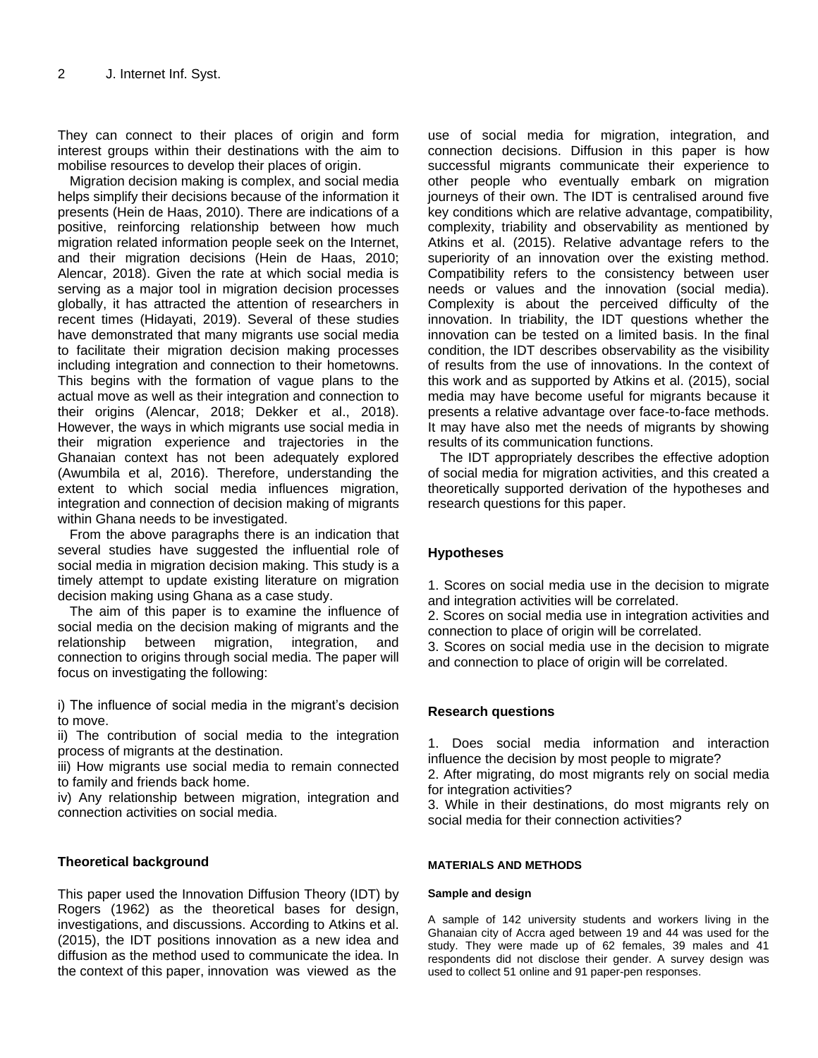They can connect to their places of origin and form interest groups within their destinations with the aim to mobilise resources to develop their places of origin.

Migration decision making is complex, and social media helps simplify their decisions because of the information it presents (Hein de Haas, 2010). There are indications of a positive, reinforcing relationship between how much migration related information people seek on the Internet, and their migration decisions (Hein de Haas, 2010; Alencar, 2018). Given the rate at which social media is serving as a major tool in migration decision processes globally, it has attracted the attention of researchers in recent times (Hidayati, 2019). Several of these studies have demonstrated that many migrants use social media to facilitate their migration decision making processes including integration and connection to their hometowns. This begins with the formation of vague plans to the actual move as well as their integration and connection to their origins (Alencar, 2018; Dekker et al., 2018). However, the ways in which migrants use social media in their migration experience and trajectories in the Ghanaian context has not been adequately explored (Awumbila et al, 2016). Therefore, understanding the extent to which social media influences migration, integration and connection of decision making of migrants within Ghana needs to be investigated.

From the above paragraphs there is an indication that several studies have suggested the influential role of social media in migration decision making. This study is a timely attempt to update existing literature on migration decision making using Ghana as a case study.

The aim of this paper is to examine the influence of social media on the decision making of migrants and the relationship between migration, integration, and connection to origins through social media. The paper will focus on investigating the following:

i) The influence of social media in the migrant's decision to move.
ii) The contribution of social media to the integration process of migrants at the destination.
iii) How migrants use social media to remain connected to family and friends back home.
iv) Any relationship between migration, integration and connection activities on social media.

## Theoretical background

This paper used the Innovation Diffusion Theory (IDT) by Rogers (1962) as the theoretical bases for design, investigations, and discussions. According to Atkins et al. (2015), the IDT positions innovation as a new idea and diffusion as the method used to communicate the idea. In the context of this paper, innovation was viewed as the use of social media for migration, integration, and connection decisions. Diffusion in this paper is how successful migrants communicate their experience to other people who eventually embark on migration journeys of their own. The IDT is centralised around five key conditions which are relative advantage, compatibility, complexity, triability and observability as mentioned by Atkins et al. (2015). Relative advantage refers to the superiority of an innovation over the existing method. Compatibility refers to the consistency between user needs or values and the innovation (social media). Complexity is about the perceived difficulty of the innovation. In triability, the IDT questions whether the innovation can be tested on a limited basis. In the final condition, the IDT describes observability as the visibility of results from the use of innovations. In the context of this work and as supported by Atkins et al. (2015), social media may have become useful for migrants because it presents a relative advantage over face-to-face methods. It may have also met the needs of migrants by showing results of its communication functions.

The IDT appropriately describes the effective adoption of social media for migration activities, and this created a theoretically supported derivation of the hypotheses and research questions for this paper.

## Hypotheses

1. Scores on social media use in the decision to migrate and integration activities will be correlated.
2. Scores on social media use in integration activities and connection to place of origin will be correlated.
3. Scores on social media use in the decision to migrate and connection to place of origin will be correlated.

## Research questions

1. Does social media information and interaction influence the decision by most people to migrate?
2. After migrating, do most migrants rely on social media for integration activities?
3. While in their destinations, do most migrants rely on social media for their connection activities?

## MATERIALS AND METHODS

### Sample and design

A sample of 142 university students and workers living in the Ghanaian city of Accra aged between 19 and 44 was used for the study. They were made up of 62 females, 39 males and 41 respondents did not disclose their gender. A survey design was used to collect 51 online and 91 paper-pen responses.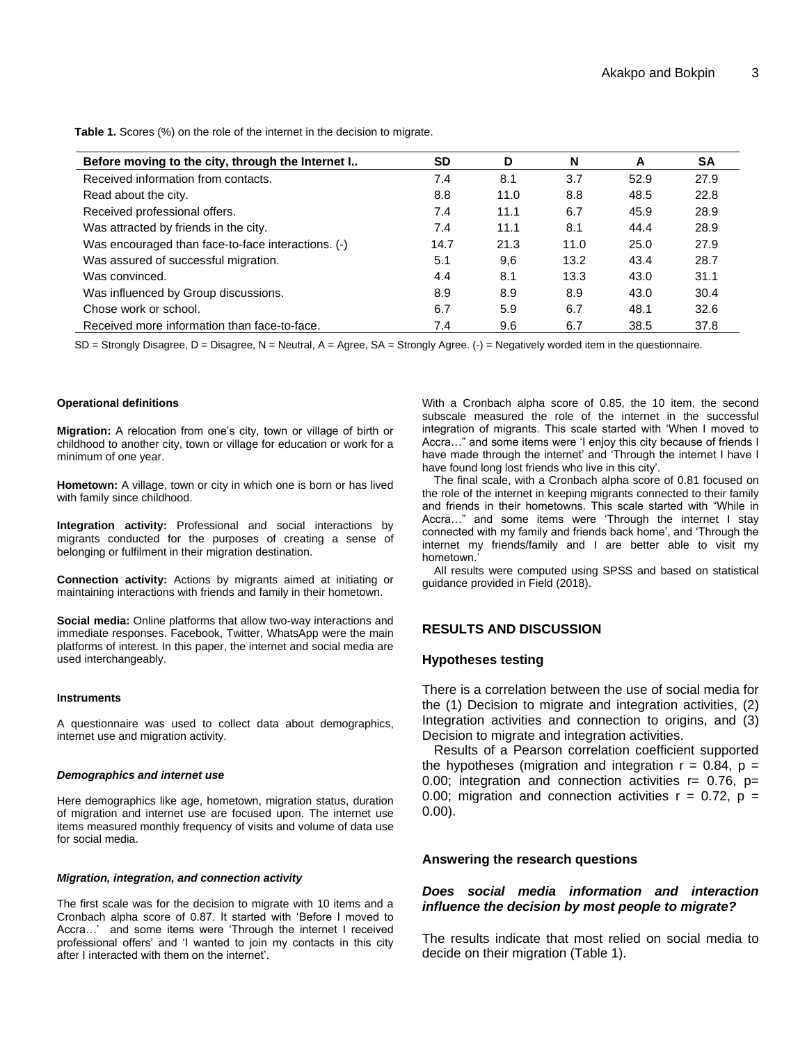**Table 1.** Scores (%) on the role of the internet in the decision to migrate.

| Before moving to the city, through the Internet I.. | SD | D | N | A | SA |
|---|---|---|---|---|---|
| Received information from contacts. | 7.4 | 8.1 | 3.7 | 52.9 | 27.9 |
| Read about the city. | 8.8 | 11.0 | 8.8 | 48.5 | 22.8 |
| Received professional offers. | 7.4 | 11.1 | 6.7 | 45.9 | 28.9 |
| Was attracted by friends in the city. | 7.4 | 11.1 | 8.1 | 44.4 | 28.9 |
| Was encouraged than face-to-face interactions. (-) | 14.7 | 21.3 | 11.0 | 25.0 | 27.9 |
| Was assured of successful migration. | 5.1 | 9,6 | 13.2 | 43.4 | 28.7 |
| Was convinced. | 4.4 | 8.1 | 13.3 | 43.0 | 31.1 |
| Was influenced by Group discussions. | 8.9 | 8.9 | 8.9 | 43.0 | 30.4 |
| Chose work or school. | 6.7 | 5.9 | 6.7 | 48.1 | 32.6 |
| Received more information than face-to-face. | 7.4 | 9.6 | 6.7 | 38.5 | 37.8 |

SD = Strongly Disagree, D = Disagree, N = Neutral, A = Agree, SA = Strongly Agree. (-) = Negatively worded item in the questionnaire.

#### Operational definitions

**Migration:** A relocation from one's city, town or village of birth or childhood to another city, town or village for education or work for a minimum of one year.

**Hometown:** A village, town or city in which one is born or has lived with family since childhood.

**Integration activity:** Professional and social interactions by migrants conducted for the purposes of creating a sense of belonging or fulfilment in their migration destination.

**Connection activity:** Actions by migrants aimed at initiating or maintaining interactions with friends and family in their hometown.

**Social media:** Online platforms that allow two-way interactions and immediate responses. Facebook, Twitter, WhatsApp were the main platforms of interest. In this paper, the internet and social media are used interchangeably.

#### Instruments

A questionnaire was used to collect data about demographics, internet use and migration activity.

##### *Demographics and internet use*

Here demographics like age, hometown, migration status, duration of migration and internet use are focused upon. The internet use items measured monthly frequency of visits and volume of data use for social media.

##### *Migration, integration, and connection activity*

The first scale was for the decision to migrate with 10 items and a Cronbach alpha score of 0.87. It started with 'Before I moved to Accra…' and some items were 'Through the internet I received professional offers' and 'I wanted to join my contacts in this city after I interacted with them on the internet'.

With a Cronbach alpha score of 0.85, the 10 item, the second subscale measured the role of the internet in the successful integration of migrants. This scale started with 'When I moved to Accra…" and some items were 'I enjoy this city because of friends I have made through the internet' and 'Through the internet I have I have found long lost friends who live in this city'.

The final scale, with a Cronbach alpha score of 0.81 focused on the role of the internet in keeping migrants connected to their family and friends in their hometowns. This scale started with "While in Accra…" and some items were 'Through the internet I stay connected with my family and friends back home', and 'Through the internet my friends/family and I are better able to visit my hometown.'

All results were computed using SPSS and based on statistical guidance provided in Field (2018).

## RESULTS AND DISCUSSION

### Hypotheses testing

There is a correlation between the use of social media for the (1) Decision to migrate and integration activities, (2) Integration activities and connection to origins, and (3) Decision to migrate and integration activities.

Results of a Pearson correlation coefficient supported the hypotheses (migration and integration $r = 0.84$, $p = 0.00$; integration and connection activities $r = 0.76$, $p = 0.00$; migration and connection activities $r = 0.72$, $p = 0.00$).

### Answering the research questions

#### *Does social media information and interaction influence the decision by most people to migrate?*

The results indicate that most relied on social media to decide on their migration (Table 1).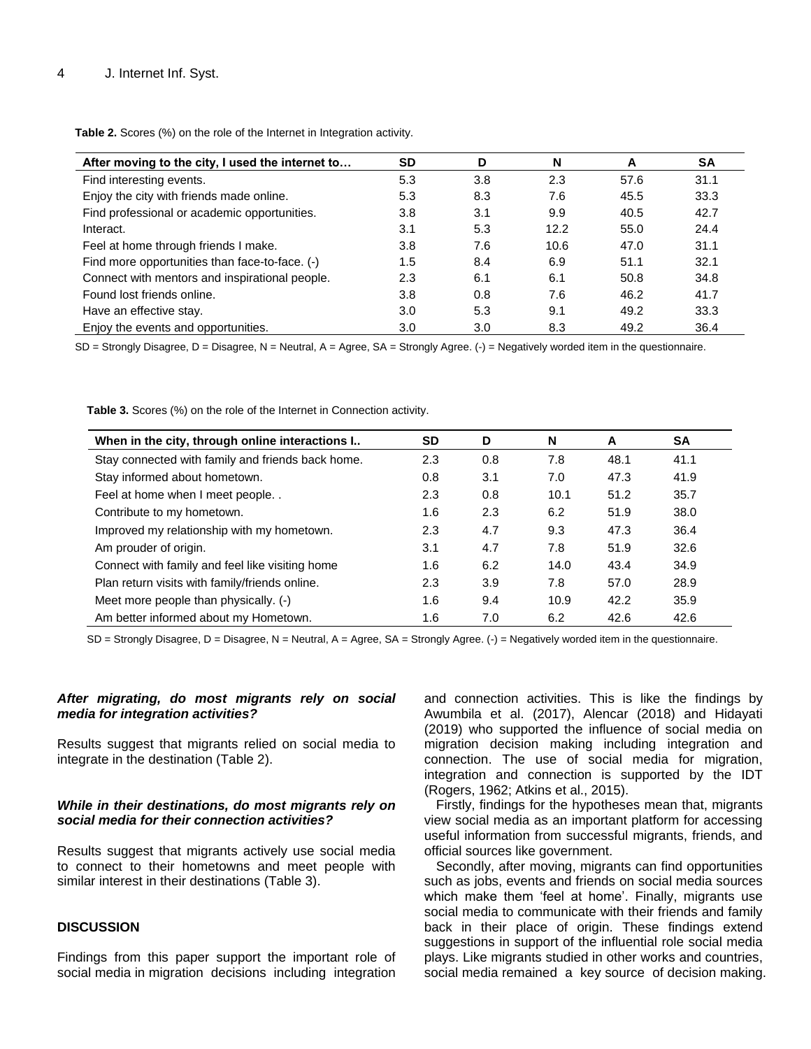**Table 2.** Scores (%) on the role of the Internet in Integration activity.

| After moving to the city, I used the internet to… | SD | D | N | A | SA |
|---|---|---|---|---|---|
| Find interesting events. | 5.3 | 3.8 | 2.3 | 57.6 | 31.1 |
| Enjoy the city with friends made online. | 5.3 | 8.3 | 7.6 | 45.5 | 33.3 |
| Find professional or academic opportunities. | 3.8 | 3.1 | 9.9 | 40.5 | 42.7 |
| Interact. | 3.1 | 5.3 | 12.2 | 55.0 | 24.4 |
| Feel at home through friends I make. | 3.8 | 7.6 | 10.6 | 47.0 | 31.1 |
| Find more opportunities than face-to-face. (-) | 1.5 | 8.4 | 6.9 | 51.1 | 32.1 |
| Connect with mentors and inspirational people. | 2.3 | 6.1 | 6.1 | 50.8 | 34.8 |
| Found lost friends online. | 3.8 | 0.8 | 7.6 | 46.2 | 41.7 |
| Have an effective stay. | 3.0 | 5.3 | 9.1 | 49.2 | 33.3 |
| Enjoy the events and opportunities. | 3.0 | 3.0 | 8.3 | 49.2 | 36.4 |

SD = Strongly Disagree, D = Disagree, N = Neutral, A = Agree, SA = Strongly Agree. (-) = Negatively worded item in the questionnaire.

**Table 3.** Scores (%) on the role of the Internet in Connection activity.

| When in the city, through online interactions I.. | SD | D | N | A | SA |
|---|---|---|---|---|---|
| Stay connected with family and friends back home. | 2.3 | 0.8 | 7.8 | 48.1 | 41.1 |
| Stay informed about hometown. | 0.8 | 3.1 | 7.0 | 47.3 | 41.9 |
| Feel at home when I meet people. . | 2.3 | 0.8 | 10.1 | 51.2 | 35.7 |
| Contribute to my hometown. | 1.6 | 2.3 | 6.2 | 51.9 | 38.0 |
| Improved my relationship with my hometown. | 2.3 | 4.7 | 9.3 | 47.3 | 36.4 |
| Am prouder of origin. | 3.1 | 4.7 | 7.8 | 51.9 | 32.6 |
| Connect with family and feel like visiting home | 1.6 | 6.2 | 14.0 | 43.4 | 34.9 |
| Plan return visits with family/friends online. | 2.3 | 3.9 | 7.8 | 57.0 | 28.9 |
| Meet more people than physically. (-) | 1.6 | 9.4 | 10.9 | 42.2 | 35.9 |
| Am better informed about my Hometown. | 1.6 | 7.0 | 6.2 | 42.6 | 42.6 |

SD = Strongly Disagree, D = Disagree, N = Neutral, A = Agree, SA = Strongly Agree. (-) = Negatively worded item in the questionnaire.

***After migrating, do most migrants rely on social media for integration activities?***

Results suggest that migrants relied on social media to integrate in the destination (Table 2).

***While in their destinations, do most migrants rely on social media for their connection activities?***

Results suggest that migrants actively use social media to connect to their hometowns and meet people with similar interest in their destinations (Table 3).

## DISCUSSION

Findings from this paper support the important role of social media in migration decisions including integration and connection activities. This is like the findings by Awumbila et al. (2017), Alencar (2018) and Hidayati (2019) who supported the influence of social media on migration decision making including integration and connection. The use of social media for migration, integration and connection is supported by the IDT (Rogers, 1962; Atkins et al., 2015).

Firstly, findings for the hypotheses mean that, migrants view social media as an important platform for accessing useful information from successful migrants, friends, and official sources like government.

Secondly, after moving, migrants can find opportunities such as jobs, events and friends on social media sources which make them 'feel at home'. Finally, migrants use social media to communicate with their friends and family back in their place of origin. These findings extend suggestions in support of the influential role social media plays. Like migrants studied in other works and countries, social media remained a key source of decision making.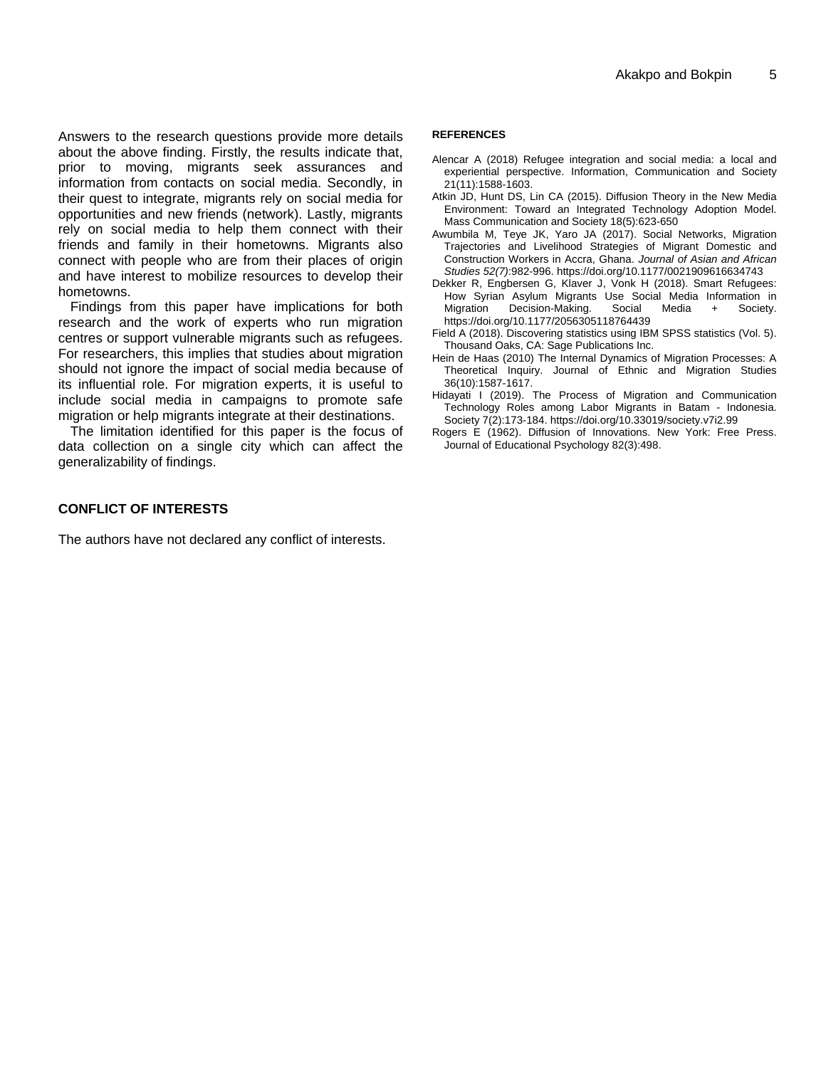Answers to the research questions provide more details about the above finding. Firstly, the results indicate that, prior to moving, migrants seek assurances and information from contacts on social media. Secondly, in their quest to integrate, migrants rely on social media for opportunities and new friends (network). Lastly, migrants rely on social media to help them connect with their friends and family in their hometowns. Migrants also connect with people who are from their places of origin and have interest to mobilize resources to develop their hometowns.

Findings from this paper have implications for both research and the work of experts who run migration centres or support vulnerable migrants such as refugees. For researchers, this implies that studies about migration should not ignore the impact of social media because of its influential role. For migration experts, it is useful to include social media in campaigns to promote safe migration or help migrants integrate at their destinations.

The limitation identified for this paper is the focus of data collection on a single city which can affect the generalizability of findings.

## CONFLICT OF INTERESTS

The authors have not declared any conflict of interests.

## REFERENCES

Alencar A (2018) Refugee integration and social media: a local and experiential perspective. Information, Communication and Society 21(11):1588-1603.

Atkin JD, Hunt DS, Lin CA (2015). Diffusion Theory in the New Media Environment: Toward an Integrated Technology Adoption Model. Mass Communication and Society 18(5):623-650

Awumbila M, Teye JK, Yaro JA (2017). Social Networks, Migration Trajectories and Livelihood Strategies of Migrant Domestic and Construction Workers in Accra, Ghana. *Journal of Asian and African Studies 52(7)*:982-996. https://doi.org/10.1177/0021909616634743

Dekker R, Engbersen G, Klaver J, Vonk H (2018). Smart Refugees: How Syrian Asylum Migrants Use Social Media Information in Migration Decision-Making. Social Media + Society. https://doi.org/10.1177/2056305118764439

Field A (2018). Discovering statistics using IBM SPSS statistics (Vol. 5). Thousand Oaks, CA: Sage Publications Inc.

Hein de Haas (2010) The Internal Dynamics of Migration Processes: A Theoretical Inquiry. Journal of Ethnic and Migration Studies 36(10):1587-1617.

Hidayati I (2019). The Process of Migration and Communication Technology Roles among Labor Migrants in Batam - Indonesia. Society 7(2):173-184. https://doi.org/10.33019/society.v7i2.99

Rogers E (1962). Diffusion of Innovations. New York: Free Press. Journal of Educational Psychology 82(3):498.